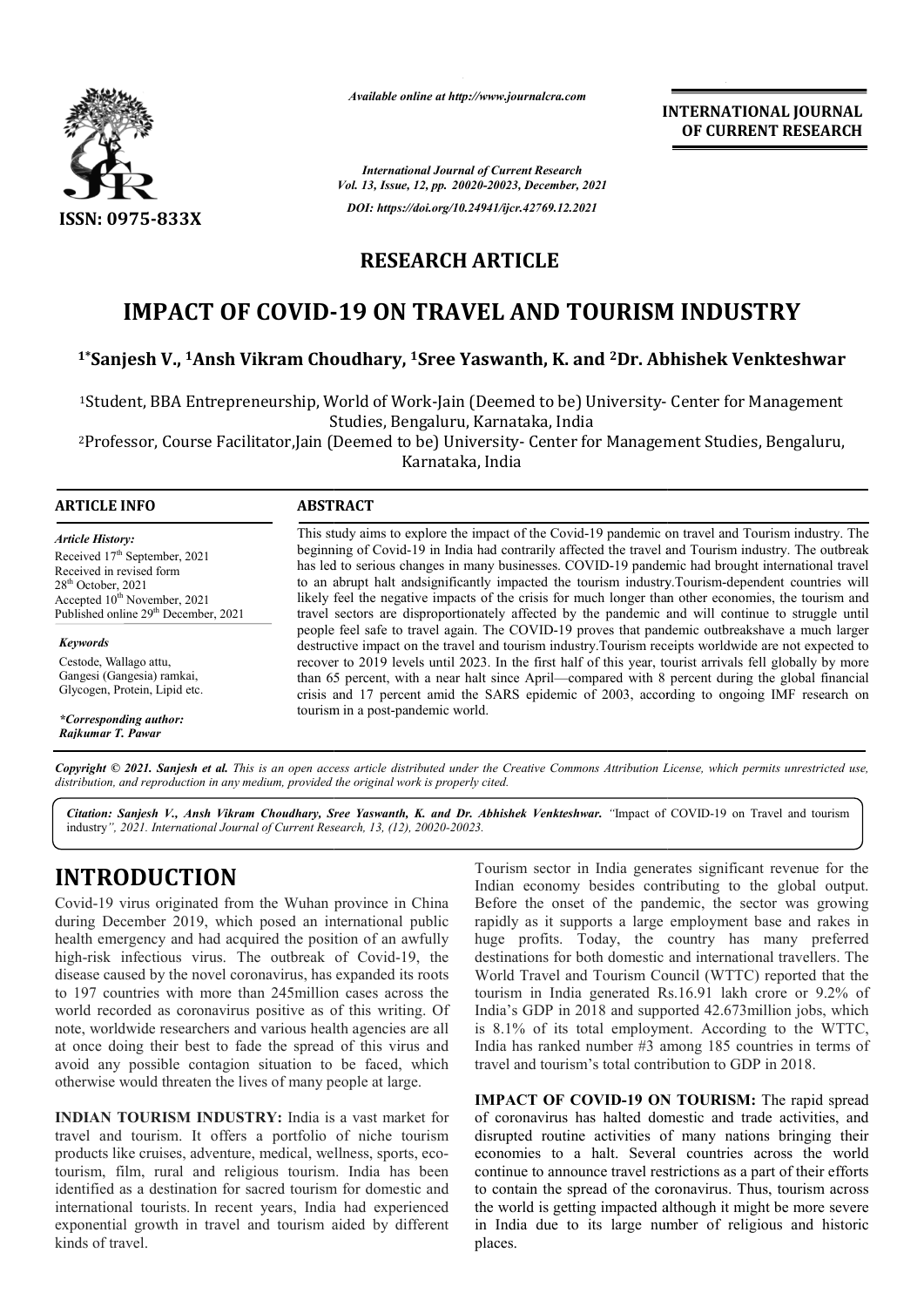*Available online at http://www.journalcra.com*

**INTERNATIONAL JOURNAL OF CURRENT RESEARCH**

*International Journal of Current Research*
*Vol. 13, Issue, 12, pp. 20020-20023, December, 2021*
*DOI: https://doi.org/10.24941/ijcr.42769.12.2021*

**ISSN: 0975-833X**

## RESEARCH ARTICLE

# IMPACT OF COVID-19 ON TRAVEL AND TOURISM INDUSTRY

**[1*]Sanjesh V., [1]Ansh Vikram Choudhary, [1]Sree Yaswanth, K. and [2]Dr. Abhishek Venkteshwar**

[1]Student, BBA Entrepreneurship, World of Work-Jain (Deemed to be) University- Center for Management Studies, Bengaluru, Karnataka, India

[2]Professor, Course Facilitator,Jain (Deemed to be) University- Center for Management Studies, Bengaluru, Karnataka, India

### ARTICLE INFO

*Article History:*
Received 17th September, 2021
Received in revised form
28th October, 2021
Accepted 10th November, 2021
Published online 29th December, 2021

*Keywords*
Cestode, Wallago attu,
Gangesi (Gangesia) ramkai,
Glycogen, Protein, Lipid etc.

**Corresponding author:*
*Rajkumar T. Pawar*

### ABSTRACT

This study aims to explore the impact of the Covid-19 pandemic on travel and Tourism industry. The beginning of Covid-19 in India had contrarily affected the travel and Tourism industry. The outbreak has led to serious changes in many businesses. COVID-19 pandemic had brought international travel to an abrupt halt andsignificantly impacted the tourism industry.Tourism-dependent countries will likely feel the negative impacts of the crisis for much longer than other economies, the tourism and travel sectors are disproportionately affected by the pandemic and will continue to struggle until people feel safe to travel again. The COVID-19 proves that pandemic outbreakshave a much larger destructive impact on the travel and tourism industry.Tourism receipts worldwide are not expected to recover to 2019 levels until 2023. In the first half of this year, tourist arrivals fell globally by more than 65 percent, with a near halt since April—compared with 8 percent during the global financial crisis and 17 percent amid the SARS epidemic of 2003, according to ongoing IMF research on tourism in a post-pandemic world.

*Copyright © 2021. Sanjesh et al. This is an open access article distributed under the Creative Commons Attribution License, which permits unrestricted use, distribution, and reproduction in any medium, provided the original work is properly cited.*

***Citation: Sanjesh V., Ansh Vikram Choudhary, Sree Yaswanth, K. and Dr. Abhishek Venkteshwar.*** *"Impact of COVID-19 on Travel and tourism industry", 2021. International Journal of Current Research, 13, (12), 20020-20023.*

## INTRODUCTION

Covid-19 virus originated from the Wuhan province in China during December 2019, which posed an international public health emergency and had acquired the position of an awfully high-risk infectious virus. The outbreak of Covid-19, the disease caused by the novel coronavirus, has expanded its roots to 197 countries with more than 245million cases across the world recorded as coronavirus positive as of this writing. Of note, worldwide researchers and various health agencies are all at once doing their best to fade the spread of this virus and avoid any possible contagion situation to be faced, which otherwise would threaten the lives of many people at large.

**INDIAN TOURISM INDUSTRY:** India is a vast market for travel and tourism. It offers a portfolio of niche tourism products like cruises, adventure, medical, wellness, sports, eco-tourism, film, rural and religious tourism. India has been identified as a destination for sacred tourism for domestic and international tourists. In recent years, India had experienced exponential growth in travel and tourism aided by different kinds of travel.

Tourism sector in India generates significant revenue for the Indian economy besides contributing to the global output. Before the onset of the pandemic, the sector was growing rapidly as it supports a large employment base and rakes in huge profits. Today, the country has many preferred destinations for both domestic and international travellers. The World Travel and Tourism Council (WTTC) reported that the tourism in India generated Rs.16.91 lakh crore or 9.2% of India's GDP in 2018 and supported 42.673million jobs, which is 8.1% of its total employment. According to the WTTC, India has ranked number #3 among 185 countries in terms of travel and tourism's total contribution to GDP in 2018.

**IMPACT OF COVID-19 ON TOURISM:** The rapid spread of coronavirus has halted domestic and trade activities, and disrupted routine activities of many nations bringing their economies to a halt. Several countries across the world continue to announce travel restrictions as a part of their efforts to contain the spread of the coronavirus. Thus, tourism across the world is getting impacted although it might be more severe in India due to its large number of religious and historic places.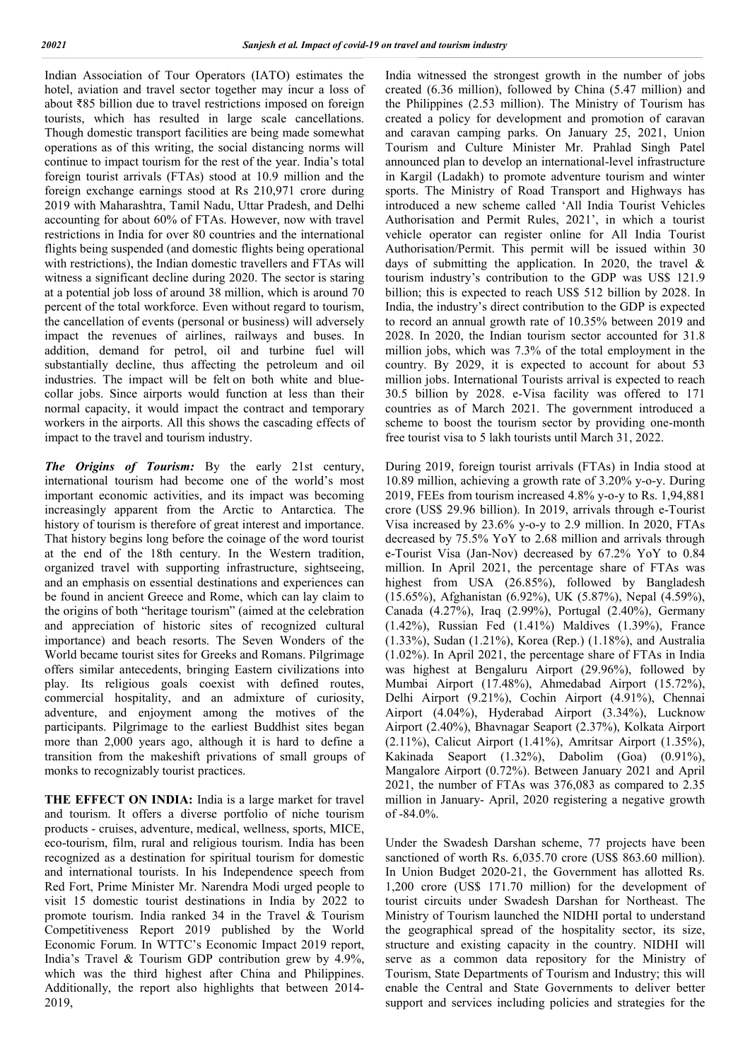Indian Association of Tour Operators (IATO) estimates the hotel, aviation and travel sector together may incur a loss of about ₹85 billion due to travel restrictions imposed on foreign tourists, which has resulted in large scale cancellations. Though domestic transport facilities are being made somewhat operations as of this writing, the social distancing norms will continue to impact tourism for the rest of the year. India's total foreign tourist arrivals (FTAs) stood at 10.9 million and the foreign exchange earnings stood at Rs 210,971 crore during 2019 with Maharashtra, Tamil Nadu, Uttar Pradesh, and Delhi accounting for about 60% of FTAs. However, now with travel restrictions in India for over 80 countries and the international flights being suspended (and domestic flights being operational with restrictions), the Indian domestic travellers and FTAs will witness a significant decline during 2020. The sector is staring at a potential job loss of around 38 million, which is around 70 percent of the total workforce. Even without regard to tourism, the cancellation of events (personal or business) will adversely impact the revenues of airlines, railways and buses. In addition, demand for petrol, oil and turbine fuel will substantially decline, thus affecting the petroleum and oil industries. The impact will be felt on both white and blue-collar jobs. Since airports would function at less than their normal capacity, it would impact the contract and temporary workers in the airports. All this shows the cascading effects of impact to the travel and tourism industry.

***The Origins of Tourism:*** By the early 21st century, international tourism had become one of the world's most important economic activities, and its impact was becoming increasingly apparent from the Arctic to Antarctica. The history of tourism is therefore of great interest and importance. That history begins long before the coinage of the word tourist at the end of the 18th century. In the Western tradition, organized travel with supporting infrastructure, sightseeing, and an emphasis on essential destinations and experiences can be found in ancient Greece and Rome, which can lay claim to the origins of both "heritage tourism" (aimed at the celebration and appreciation of historic sites of recognized cultural importance) and beach resorts. The Seven Wonders of the World became tourist sites for Greeks and Romans. Pilgrimage offers similar antecedents, bringing Eastern civilizations into play. Its religious goals coexist with defined routes, commercial hospitality, and an admixture of curiosity, adventure, and enjoyment among the motives of the participants. Pilgrimage to the earliest Buddhist sites began more than 2,000 years ago, although it is hard to define a transition from the makeshift privations of small groups of monks to recognizably tourist practices.

**THE EFFECT ON INDIA:** India is a large market for travel and tourism. It offers a diverse portfolio of niche tourism products - cruises, adventure, medical, wellness, sports, MICE, eco-tourism, film, rural and religious tourism. India has been recognized as a destination for spiritual tourism for domestic and international tourists. In his Independence speech from Red Fort, Prime Minister Mr. Narendra Modi urged people to visit 15 domestic tourist destinations in India by 2022 to promote tourism. India ranked 34 in the Travel & Tourism Competitiveness Report 2019 published by the World Economic Forum. In WTTC's Economic Impact 2019 report, India's Travel & Tourism GDP contribution grew by 4.9%, which was the third highest after China and Philippines. Additionally, the report also highlights that between 2014-2019, India witnessed the strongest growth in the number of jobs created (6.36 million), followed by China (5.47 million) and the Philippines (2.53 million). The Ministry of Tourism has created a policy for development and promotion of caravan and caravan camping parks. On January 25, 2021, Union Tourism and Culture Minister Mr. Prahlad Singh Patel announced plan to develop an international-level infrastructure in Kargil (Ladakh) to promote adventure tourism and winter sports. The Ministry of Road Transport and Highways has introduced a new scheme called 'All India Tourist Vehicles Authorisation and Permit Rules, 2021', in which a tourist vehicle operator can register online for All India Tourist Authorisation/Permit. This permit will be issued within 30 days of submitting the application. In 2020, the travel & tourism industry's contribution to the GDP was US$ 121.9 billion; this is expected to reach US$ 512 billion by 2028. In India, the industry's direct contribution to the GDP is expected to record an annual growth rate of 10.35% between 2019 and 2028. In 2020, the Indian tourism sector accounted for 31.8 million jobs, which was 7.3% of the total employment in the country. By 2029, it is expected to account for about 53 million jobs. International Tourists arrival is expected to reach 30.5 billion by 2028. e-Visa facility was offered to 171 countries as of March 2021. The government introduced a scheme to boost the tourism sector by providing one-month free tourist visa to 5 lakh tourists until March 31, 2022.

During 2019, foreign tourist arrivals (FTAs) in India stood at 10.89 million, achieving a growth rate of 3.20% y-o-y. During 2019, FEEs from tourism increased 4.8% y-o-y to Rs. 1,94,881 crore (US$ 29.96 billion). In 2019, arrivals through e-Tourist Visa increased by 23.6% y-o-y to 2.9 million. In 2020, FTAs decreased by 75.5% YoY to 2.68 million and arrivals through e-Tourist Visa (Jan-Nov) decreased by 67.2% YoY to 0.84 million. In April 2021, the percentage share of FTAs was highest from USA (26.85%), followed by Bangladesh (15.65%), Afghanistan (6.92%), UK (5.87%), Nepal (4.59%), Canada (4.27%), Iraq (2.99%), Portugal (2.40%), Germany (1.42%), Russian Fed (1.41%) Maldives (1.39%), France (1.33%), Sudan (1.21%), Korea (Rep.) (1.18%), and Australia (1.02%). In April 2021, the percentage share of FTAs in India was highest at Bengaluru Airport (29.96%), followed by Mumbai Airport (17.48%), Ahmedabad Airport (15.72%), Delhi Airport (9.21%), Cochin Airport (4.91%), Chennai Airport (4.04%), Hyderabad Airport (3.34%), Lucknow Airport (2.40%), Bhavnagar Seaport (2.37%), Kolkata Airport (2.11%), Calicut Airport (1.41%), Amritsar Airport (1.35%), Kakinada Seaport (1.32%), Dabolim (Goa) (0.91%), Mangalore Airport (0.72%). Between January 2021 and April 2021, the number of FTAs was 376,083 as compared to 2.35 million in January- April, 2020 registering a negative growth of -84.0%.

Under the Swadesh Darshan scheme, 77 projects have been sanctioned of worth Rs. 6,035.70 crore (US$ 863.60 million). In Union Budget 2020-21, the Government has allotted Rs. 1,200 crore (US$ 171.70 million) for the development of tourist circuits under Swadesh Darshan for Northeast. The Ministry of Tourism launched the NIDHI portal to understand the geographical spread of the hospitality sector, its size, structure and existing capacity in the country. NIDHI will serve as a common data repository for the Ministry of Tourism, State Departments of Tourism and Industry; this will enable the Central and State Governments to deliver better support and services including policies and strategies for the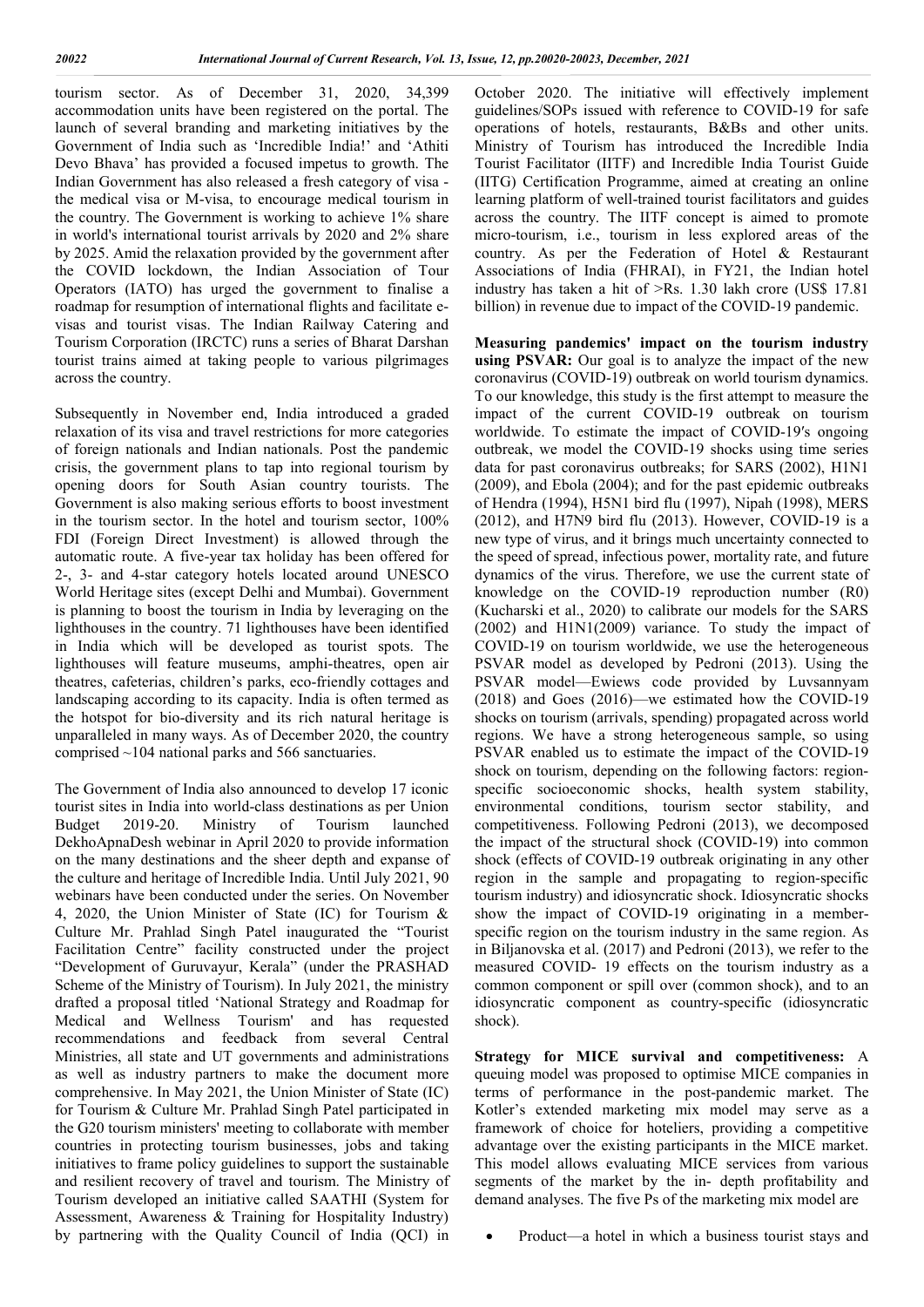tourism sector. As of December 31, 2020, 34,399 accommodation units have been registered on the portal. The launch of several branding and marketing initiatives by the Government of India such as 'Incredible India!' and 'Athiti Devo Bhava' has provided a focused impetus to growth. The Indian Government has also released a fresh category of visa - the medical visa or M-visa, to encourage medical tourism in the country. The Government is working to achieve 1% share in world's international tourist arrivals by 2020 and 2% share by 2025. Amid the relaxation provided by the government after the COVID lockdown, the Indian Association of Tour Operators (IATO) has urged the government to finalise a roadmap for resumption of international flights and facilitate e-visas and tourist visas. The Indian Railway Catering and Tourism Corporation (IRCTC) runs a series of Bharat Darshan tourist trains aimed at taking people to various pilgrimages across the country.

Subsequently in November end, India introduced a graded relaxation of its visa and travel restrictions for more categories of foreign nationals and Indian nationals. Post the pandemic crisis, the government plans to tap into regional tourism by opening doors for South Asian country tourists. The Government is also making serious efforts to boost investment in the tourism sector. In the hotel and tourism sector, 100% FDI (Foreign Direct Investment) is allowed through the automatic route. A five-year tax holiday has been offered for 2-, 3- and 4-star category hotels located around UNESCO World Heritage sites (except Delhi and Mumbai). Government is planning to boost the tourism in India by leveraging on the lighthouses in the country. 71 lighthouses have been identified in India which will be developed as tourist spots. The lighthouses will feature museums, amphi-theatres, open air theatres, cafeterias, children's parks, eco-friendly cottages and landscaping according to its capacity. India is often termed as the hotspot for bio-diversity and its rich natural heritage is unparalleled in many ways. As of December 2020, the country comprised ~104 national parks and 566 sanctuaries.

The Government of India also announced to develop 17 iconic tourist sites in India into world-class destinations as per Union Budget 2019-20. Ministry of Tourism launched DekhoApnaDesh webinar in April 2020 to provide information on the many destinations and the sheer depth and expanse of the culture and heritage of Incredible India. Until July 2021, 90 webinars have been conducted under the series. On November 4, 2020, the Union Minister of State (IC) for Tourism & Culture Mr. Prahlad Singh Patel inaugurated the "Tourist Facilitation Centre" facility constructed under the project "Development of Guruvayur, Kerala" (under the PRASHAD Scheme of the Ministry of Tourism). In July 2021, the ministry drafted a proposal titled 'National Strategy and Roadmap for Medical and Wellness Tourism' and has requested recommendations and feedback from several Central Ministries, all state and UT governments and administrations as well as industry partners to make the document more comprehensive. In May 2021, the Union Minister of State (IC) for Tourism & Culture Mr. Prahlad Singh Patel participated in the G20 tourism ministers' meeting to collaborate with member countries in protecting tourism businesses, jobs and taking initiatives to frame policy guidelines to support the sustainable and resilient recovery of travel and tourism. The Ministry of Tourism developed an initiative called SAATHI (System for Assessment, Awareness & Training for Hospitality Industry) by partnering with the Quality Council of India (QCI) in October 2020. The initiative will effectively implement guidelines/SOPs issued with reference to COVID-19 for safe operations of hotels, restaurants, B&Bs and other units. Ministry of Tourism has introduced the Incredible India Tourist Facilitator (IITF) and Incredible India Tourist Guide (IITG) Certification Programme, aimed at creating an online learning platform of well-trained tourist facilitators and guides across the country. The IITF concept is aimed to promote micro-tourism, i.e., tourism in less explored areas of the country. As per the Federation of Hotel & Restaurant Associations of India (FHRAI), in FY21, the Indian hotel industry has taken a hit of >Rs. 1.30 lakh crore (US$ 17.81 billion) in revenue due to impact of the COVID-19 pandemic.

**Measuring pandemics' impact on the tourism industry using PSVAR:** Our goal is to analyze the impact of the new coronavirus (COVID-19) outbreak on world tourism dynamics. To our knowledge, this study is the first attempt to measure the impact of the current COVID-19 outbreak on tourism worldwide. To estimate the impact of COVID-19's ongoing outbreak, we model the COVID-19 shocks using time series data for past coronavirus outbreaks; for SARS (2002), H1N1 (2009), and Ebola (2004); and for the past epidemic outbreaks of Hendra (1994), H5N1 bird flu (1997), Nipah (1998), MERS (2012), and H7N9 bird flu (2013). However, COVID-19 is a new type of virus, and it brings much uncertainty connected to the speed of spread, infectious power, mortality rate, and future dynamics of the virus. Therefore, we use the current state of knowledge on the COVID-19 reproduction number (R0) (Kucharski et al., 2020) to calibrate our models for the SARS (2002) and H1N1(2009) variance. To study the impact of COVID-19 on tourism worldwide, we use the heterogeneous PSVAR model as developed by Pedroni (2013). Using the PSVAR model—Ewiews code provided by Luvsannyam (2018) and Goes (2016)—we estimated how the COVID-19 shocks on tourism (arrivals, spending) propagated across world regions. We have a strong heterogeneous sample, so using PSVAR enabled us to estimate the impact of the COVID-19 shock on tourism, depending on the following factors: region-specific socioeconomic shocks, health system stability, environmental conditions, tourism sector stability, and competitiveness. Following Pedroni (2013), we decomposed the impact of the structural shock (COVID-19) into common shock (effects of COVID-19 outbreak originating in any other region in the sample and propagating to region-specific tourism industry) and idiosyncratic shock. Idiosyncratic shocks show the impact of COVID-19 originating in a member-specific region on the tourism industry in the same region. As in Biljanovska et al. (2017) and Pedroni (2013), we refer to the measured COVID- 19 effects on the tourism industry as a common component or spill over (common shock), and to an idiosyncratic component as country-specific (idiosyncratic shock).

**Strategy for MICE survival and competitiveness:** A queuing model was proposed to optimise MICE companies in terms of performance in the post-pandemic market. The Kotler's extended marketing mix model may serve as a framework of choice for hoteliers, providing a competitive advantage over the existing participants in the MICE market. This model allows evaluating MICE services from various segments of the market by the in- depth profitability and demand analyses. The five Ps of the marketing mix model are

- Product—a hotel in which a business tourist stays and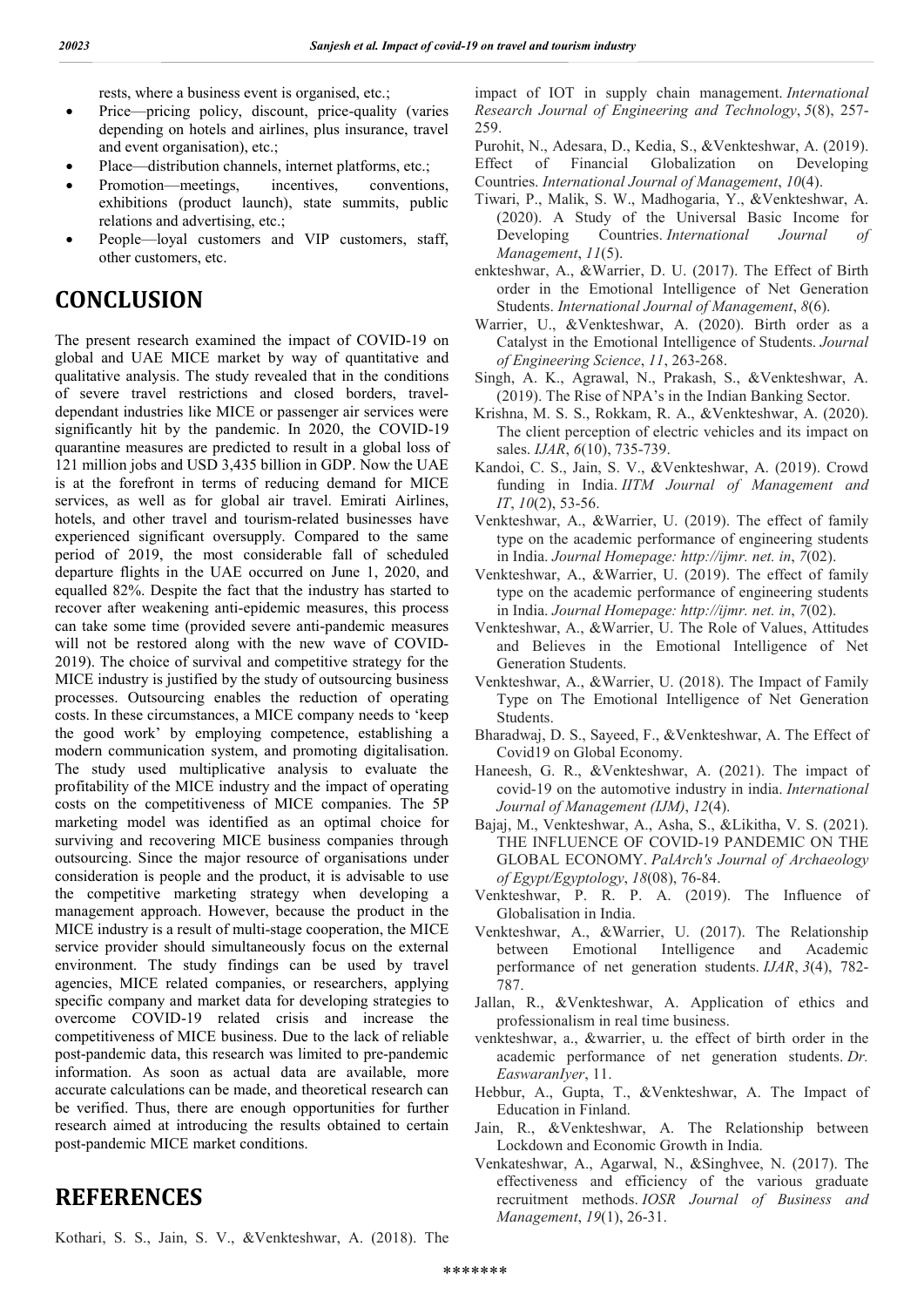rests, where a business event is organised, etc.;

- Price—pricing policy, discount, price-quality (varies depending on hotels and airlines, plus insurance, travel and event organisation), etc.;
- Place—distribution channels, internet platforms, etc.;
- Promotion—meetings, incentives, conventions, exhibitions (product launch), state summits, public relations and advertising, etc.;
- People—loyal customers and VIP customers, staff, other customers, etc.

# CONCLUSION

The present research examined the impact of COVID-19 on global and UAE MICE market by way of quantitative and qualitative analysis. The study revealed that in the conditions of severe travel restrictions and closed borders, travel-dependant industries like MICE or passenger air services were significantly hit by the pandemic. In 2020, the COVID-19 quarantine measures are predicted to result in a global loss of 121 million jobs and USD 3,435 billion in GDP. Now the UAE is at the forefront in terms of reducing demand for MICE services, as well as for global air travel. Emirati Airlines, hotels, and other travel and tourism-related businesses have experienced significant oversupply. Compared to the same period of 2019, the most considerable fall of scheduled departure flights in the UAE occurred on June 1, 2020, and equalled 82%. Despite the fact that the industry has started to recover after weakening anti-epidemic measures, this process can take some time (provided severe anti-pandemic measures will not be restored along with the new wave of COVID-2019). The choice of survival and competitive strategy for the MICE industry is justified by the study of outsourcing business processes. Outsourcing enables the reduction of operating costs. In these circumstances, a MICE company needs to 'keep the good work' by employing competence, establishing a modern communication system, and promoting digitalisation. The study used multiplicative analysis to evaluate the profitability of the MICE industry and the impact of operating costs on the competitiveness of MICE companies. The 5P marketing model was identified as an optimal choice for surviving and recovering MICE business companies through outsourcing. Since the major resource of organisations under consideration is people and the product, it is advisable to use the competitive marketing strategy when developing a management approach. However, because the product in the MICE industry is a result of multi-stage cooperation, the MICE service provider should simultaneously focus on the external environment. The study findings can be used by travel agencies, MICE related companies, or researchers, applying specific company and market data for developing strategies to overcome COVID-19 related crisis and increase the competitiveness of MICE business. Due to the lack of reliable post-pandemic data, this research was limited to pre-pandemic information. As soon as actual data are available, more accurate calculations can be made, and theoretical research can be verified. Thus, there are enough opportunities for further research aimed at introducing the results obtained to certain post-pandemic MICE market conditions.

# REFERENCES

Kothari, S. S., Jain, S. V., &Venkteshwar, A. (2018). The impact of IOT in supply chain management. *International Research Journal of Engineering and Technology*, *5*(8), 257-259.

Purohit, N., Adesara, D., Kedia, S., &Venkteshwar, A. (2019). Effect of Financial Globalization on Developing Countries. *International Journal of Management*, *10*(4).

Tiwari, P., Malik, S. W., Madhogaria, Y., &Venkteshwar, A. (2020). A Study of the Universal Basic Income for Developing Countries. *International Journal of Management*, *11*(5).

enkteshwar, A., &Warrier, D. U. (2017). The Effect of Birth order in the Emotional Intelligence of Net Generation Students. *International Journal of Management*, *8*(6).

Warrier, U., &Venkteshwar, A. (2020). Birth order as a Catalyst in the Emotional Intelligence of Students. *Journal of Engineering Science*, *11*, 263-268.

Singh, A. K., Agrawal, N., Prakash, S., &Venkteshwar, A. (2019). The Rise of NPA's in the Indian Banking Sector.

Krishna, M. S. S., Rokkam, R. A., &Venkteshwar, A. (2020). The client perception of electric vehicles and its impact on sales. *IJAR*, *6*(10), 735-739.

Kandoi, C. S., Jain, S. V., &Venkteshwar, A. (2019). Crowd funding in India. *IITM Journal of Management and IT*, *10*(2), 53-56.

Venkteshwar, A., &Warrier, U. (2019). The effect of family type on the academic performance of engineering students in India. *Journal Homepage: http://ijmr. net. in*, *7*(02).

Venkteshwar, A., &Warrier, U. (2019). The effect of family type on the academic performance of engineering students in India. *Journal Homepage: http://ijmr. net. in*, *7*(02).

Venkteshwar, A., &Warrier, U. The Role of Values, Attitudes and Believes in the Emotional Intelligence of Net Generation Students.

Venkteshwar, A., &Warrier, U. (2018). The Impact of Family Type on The Emotional Intelligence of Net Generation Students.

Bharadwaj, D. S., Sayeed, F., &Venkteshwar, A. The Effect of Covid19 on Global Economy.

Haneesh, G. R., &Venkteshwar, A. (2021). The impact of covid-19 on the automotive industry in india. *International Journal of Management (IJM)*, *12*(4).

Bajaj, M., Venkteshwar, A., Asha, S., &Likitha, V. S. (2021). THE INFLUENCE OF COVID-19 PANDEMIC ON THE GLOBAL ECONOMY. *PalArch's Journal of Archaeology of Egypt/Egyptology*, *18*(08), 76-84.

Venkteshwar, P. R. P. A. (2019). The Influence of Globalisation in India.

Venkteshwar, A., &Warrier, U. (2017). The Relationship between Emotional Intelligence and Academic performance of net generation students. *IJAR*, *3*(4), 782-787.

Jallan, R., &Venkteshwar, A. Application of ethics and professionalism in real time business.

venkteshwar, a., &warrier, u. the effect of birth order in the academic performance of net generation students. *Dr. EaswaranIyer*, 11.

Hebbur, A., Gupta, T., &Venkteshwar, A. The Impact of Education in Finland.

Jain, R., &Venkteshwar, A. The Relationship between Lockdown and Economic Growth in India.

Venkateshwar, A., Agarwal, N., &Singhvee, N. (2017). The effectiveness and efficiency of the various graduate recruitment methods. *IOSR Journal of Business and Management*, *19*(1), 26-31.

\*\*\*\*\*\*\*